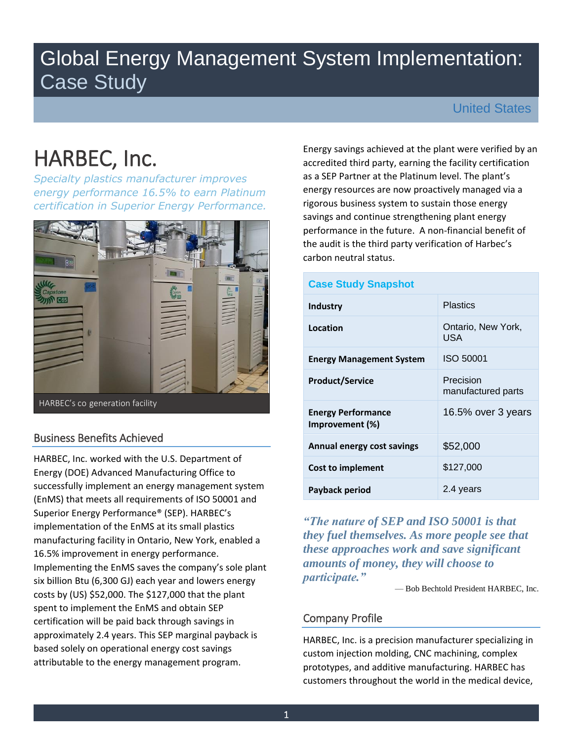# Global Energy Management System Implementation: Case Study

United States

# HARBEC, Inc.

*Specialty plastics manufacturer improves energy performance 16.5% to earn Platinum certification in Superior Energy Performance.*

HARBEC's co generation facility

## Business Benefits Achieved

HARBEC, Inc. worked with the U.S. Department of Energy (DOE) Advanced Manufacturing Office to successfully implement an energy management system (EnMS) that meets all requirements of ISO 50001 and Superior Energy Performance® (SEP). HARBEC's implementation of the EnMS at its small plastics manufacturing facility in Ontario, New York, enabled a 16.5% improvement in energy performance. Implementing the EnMS saves the company's sole plant six billion Btu (6,300 GJ) each year and lowers energy costs by (US) $52,000. The $127,000 that the plant spent to implement the EnMS and obtain SEP certification will be paid back through savings in approximately 2.4 years. This SEP marginal payback is based solely on operational energy cost savings attributable to the energy management program.

Energy savings achieved at the plant were verified by an accredited third party, earning the facility certification as a SEP Partner at the Platinum level. The plant's energy resources are now proactively managed via a rigorous business system to sustain those energy savings and continue strengthening plant energy performance in the future. A non-financial benefit of the audit is the third party verification of Harbec's carbon neutral status.

| Case Study Snapshot | |
|---|---|
| **Industry** | Plastics |
| **Location** | Ontario, New York, USA |
| **Energy Management System** | ISO 50001 |
| **Product/Service** | Precision manufactured parts |
| **Energy Performance Improvement (%)** | 16.5% over 3 years |
| **Annual energy cost savings** | $52,000 |
| **Cost to implement** | $127,000 |
| **Payback period** | 2.4 years |

*"The nature of SEP and ISO 50001 is that they fuel themselves. As more people see that these approaches work and save significant amounts of money, they will choose to participate."*

— Bob Bechtold President HARBEC, Inc.

## Company Profile

HARBEC, Inc. is a precision manufacturer specializing in custom injection molding, CNC machining, complex prototypes, and additive manufacturing. HARBEC has customers throughout the world in the medical device,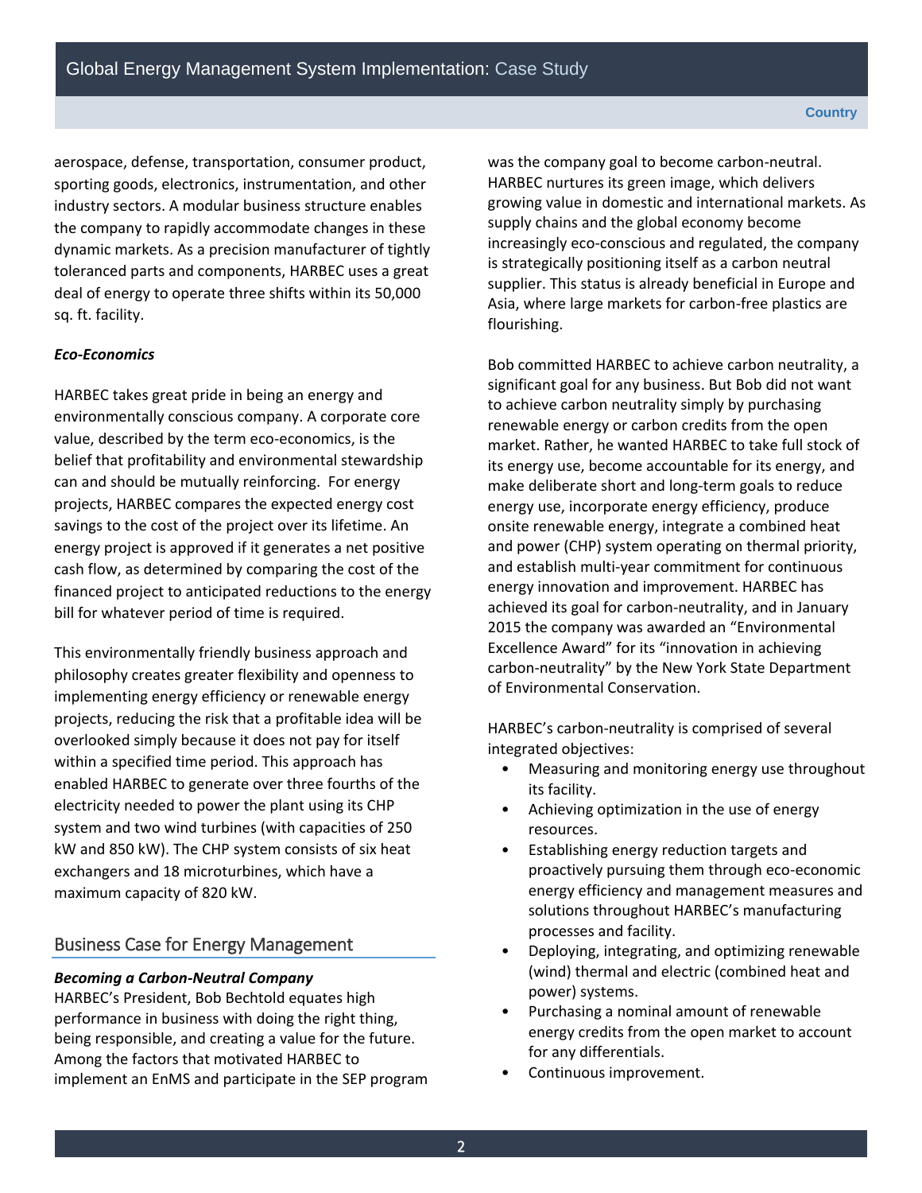aerospace, defense, transportation, consumer product, sporting goods, electronics, instrumentation, and other industry sectors. A modular business structure enables the company to rapidly accommodate changes in these dynamic markets. As a precision manufacturer of tightly toleranced parts and components, HARBEC uses a great deal of energy to operate three shifts within its 50,000 sq. ft. facility.

***Eco-Economics***

HARBEC takes great pride in being an energy and environmentally conscious company. A corporate core value, described by the term eco-economics, is the belief that profitability and environmental stewardship can and should be mutually reinforcing. For energy projects, HARBEC compares the expected energy cost savings to the cost of the project over its lifetime. An energy project is approved if it generates a net positive cash flow, as determined by comparing the cost of the financed project to anticipated reductions to the energy bill for whatever period of time is required.

This environmentally friendly business approach and philosophy creates greater flexibility and openness to implementing energy efficiency or renewable energy projects, reducing the risk that a profitable idea will be overlooked simply because it does not pay for itself within a specified time period. This approach has enabled HARBEC to generate over three fourths of the electricity needed to power the plant using its CHP system and two wind turbines (with capacities of 250 kW and 850 kW). The CHP system consists of six heat exchangers and 18 microturbines, which have a maximum capacity of 820 kW.

## Business Case for Energy Management

***Becoming a Carbon-Neutral Company***

HARBEC's President, Bob Bechtold equates high performance in business with doing the right thing, being responsible, and creating a value for the future. Among the factors that motivated HARBEC to implement an EnMS and participate in the SEP program was the company goal to become carbon-neutral. HARBEC nurtures its green image, which delivers growing value in domestic and international markets. As supply chains and the global economy become increasingly eco-conscious and regulated, the company is strategically positioning itself as a carbon neutral supplier. This status is already beneficial in Europe and Asia, where large markets for carbon-free plastics are flourishing.

Bob committed HARBEC to achieve carbon neutrality, a significant goal for any business. But Bob did not want to achieve carbon neutrality simply by purchasing renewable energy or carbon credits from the open market. Rather, he wanted HARBEC to take full stock of its energy use, become accountable for its energy, and make deliberate short and long-term goals to reduce energy use, incorporate energy efficiency, produce onsite renewable energy, integrate a combined heat and power (CHP) system operating on thermal priority, and establish multi-year commitment for continuous energy innovation and improvement. HARBEC has achieved its goal for carbon-neutrality, and in January 2015 the company was awarded an "Environmental Excellence Award" for its "innovation in achieving carbon-neutrality" by the New York State Department of Environmental Conservation.

HARBEC's carbon-neutrality is comprised of several integrated objectives:

- Measuring and monitoring energy use throughout its facility.
- Achieving optimization in the use of energy resources.
- Establishing energy reduction targets and proactively pursuing them through eco-economic energy efficiency and management measures and solutions throughout HARBEC's manufacturing processes and facility.
- Deploying, integrating, and optimizing renewable (wind) thermal and electric (combined heat and power) systems.
- Purchasing a nominal amount of renewable energy credits from the open market to account for any differentials.
- Continuous improvement.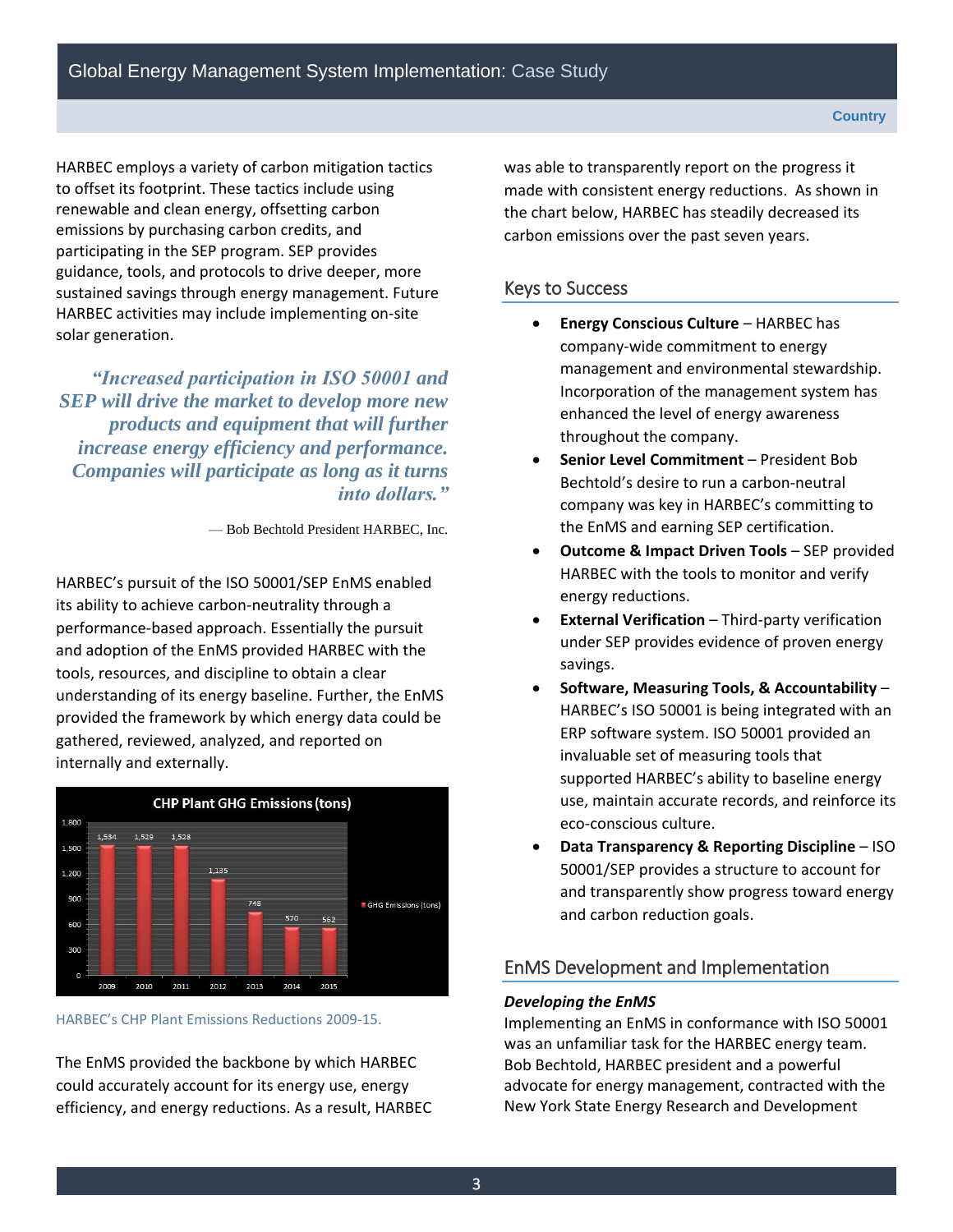HARBEC employs a variety of carbon mitigation tactics to offset its footprint. These tactics include using renewable and clean energy, offsetting carbon emissions by purchasing carbon credits, and participating in the SEP program. SEP provides guidance, tools, and protocols to drive deeper, more sustained savings through energy management. Future HARBEC activities may include implementing on-site solar generation.

> ***"Increased participation in ISO 50001 and SEP will drive the market to develop more new products and equipment that will further increase energy efficiency and performance. Companies will participate as long as it turns into dollars."***
>
> — Bob Bechtold President HARBEC, Inc.

HARBEC's pursuit of the ISO 50001/SEP EnMS enabled its ability to achieve carbon-neutrality through a performance-based approach. Essentially the pursuit and adoption of the EnMS provided HARBEC with the tools, resources, and discipline to obtain a clear understanding of its energy baseline. Further, the EnMS provided the framework by which energy data could be gathered, reviewed, analyzed, and reported on internally and externally.

**CHP Plant GHG Emissions (tons)**

| Year | GHG Emissions (tons) |
|---|---|
| 2009 | 1,534 |
| 2010 | 1,529 |
| 2011 | 1,528 |
| 2012 | 1,135 |
| 2013 | 748 |
| 2014 | 570 |
| 2015 | 562 |

HARBEC's CHP Plant Emissions Reductions 2009-15.

The EnMS provided the backbone by which HARBEC could accurately account for its energy use, energy efficiency, and energy reductions. As a result, HARBEC was able to transparently report on the progress it made with consistent energy reductions. As shown in the chart below, HARBEC has steadily decreased its carbon emissions over the past seven years.

## Keys to Success

- **Energy Conscious Culture** – HARBEC has company-wide commitment to energy management and environmental stewardship. Incorporation of the management system has enhanced the level of energy awareness throughout the company.
- **Senior Level Commitment** – President Bob Bechtold's desire to run a carbon-neutral company was key in HARBEC's committing to the EnMS and earning SEP certification.
- **Outcome & Impact Driven Tools** – SEP provided HARBEC with the tools to monitor and verify energy reductions.
- **External Verification** – Third-party verification under SEP provides evidence of proven energy savings.
- **Software, Measuring Tools, & Accountability** – HARBEC's ISO 50001 is being integrated with an ERP software system. ISO 50001 provided an invaluable set of measuring tools that supported HARBEC's ability to baseline energy use, maintain accurate records, and reinforce its eco-conscious culture.
- **Data Transparency & Reporting Discipline** – ISO 50001/SEP provides a structure to account for and transparently show progress toward energy and carbon reduction goals.

## EnMS Development and Implementation

***Developing the EnMS***

Implementing an EnMS in conformance with ISO 50001 was an unfamiliar task for the HARBEC energy team. Bob Bechtold, HARBEC president and a powerful advocate for energy management, contracted with the New York State Energy Research and Development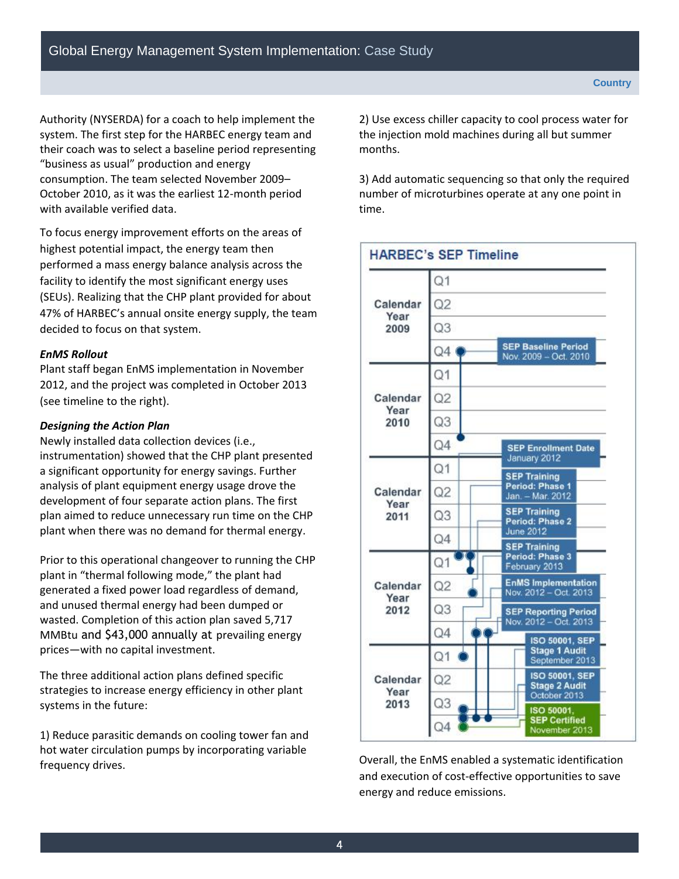Authority (NYSERDA) for a coach to help implement the system. The first step for the HARBEC energy team and their coach was to select a baseline period representing "business as usual" production and energy consumption. The team selected November 2009–October 2010, as it was the earliest 12-month period with available verified data.

To focus energy improvement efforts on the areas of highest potential impact, the energy team then performed a mass energy balance analysis across the facility to identify the most significant energy uses (SEUs). Realizing that the CHP plant provided for about 47% of HARBEC's annual onsite energy supply, the team decided to focus on that system.

***EnMS Rollout***

Plant staff began EnMS implementation in November 2012, and the project was completed in October 2013 (see timeline to the right).

***Designing the Action Plan***

Newly installed data collection devices (i.e., instrumentation) showed that the CHP plant presented a significant opportunity for energy savings. Further analysis of plant equipment energy usage drove the development of four separate action plans. The first plan aimed to reduce unnecessary run time on the CHP plant when there was no demand for thermal energy.

Prior to this operational changeover to running the CHP plant in "thermal following mode," the plant had generated a fixed power load regardless of demand, and unused thermal energy had been dumped or wasted. Completion of this action plan saved 5,717 MMBtu and $43,000 annually at prevailing energy prices—with no capital investment.

The three additional action plans defined specific strategies to increase energy efficiency in other plant systems in the future:

1) Reduce parasitic demands on cooling tower fan and hot water circulation pumps by incorporating variable frequency drives.

2) Use excess chiller capacity to cool process water for the injection mold machines during all but summer months.

3) Add automatic sequencing so that only the required number of microturbines operate at any one point in time.

**HARBEC's SEP Timeline**

| Milestone | Date |
|---|---|
| SEP Baseline Period | Nov. 2009 – Oct. 2010 |
| SEP Enrollment Date | January 2012 |
| SEP Training Period: Phase 1 | Jan. – Mar. 2012 |
| SEP Training Period: Phase 2 | June 2012 |
| SEP Training Period: Phase 3 | February 2013 |
| EnMS Implementation | Nov. 2012 – Oct. 2013 |
| SEP Reporting Period | Nov. 2012 – Oct. 2013 |
| ISO 50001, SEP Stage 1 Audit | September 2013 |
| ISO 50001, SEP Stage 2 Audit | October 2013 |
| ISO 50001, SEP Certified | November 2013 |

Overall, the EnMS enabled a systematic identification and execution of cost-effective opportunities to save energy and reduce emissions.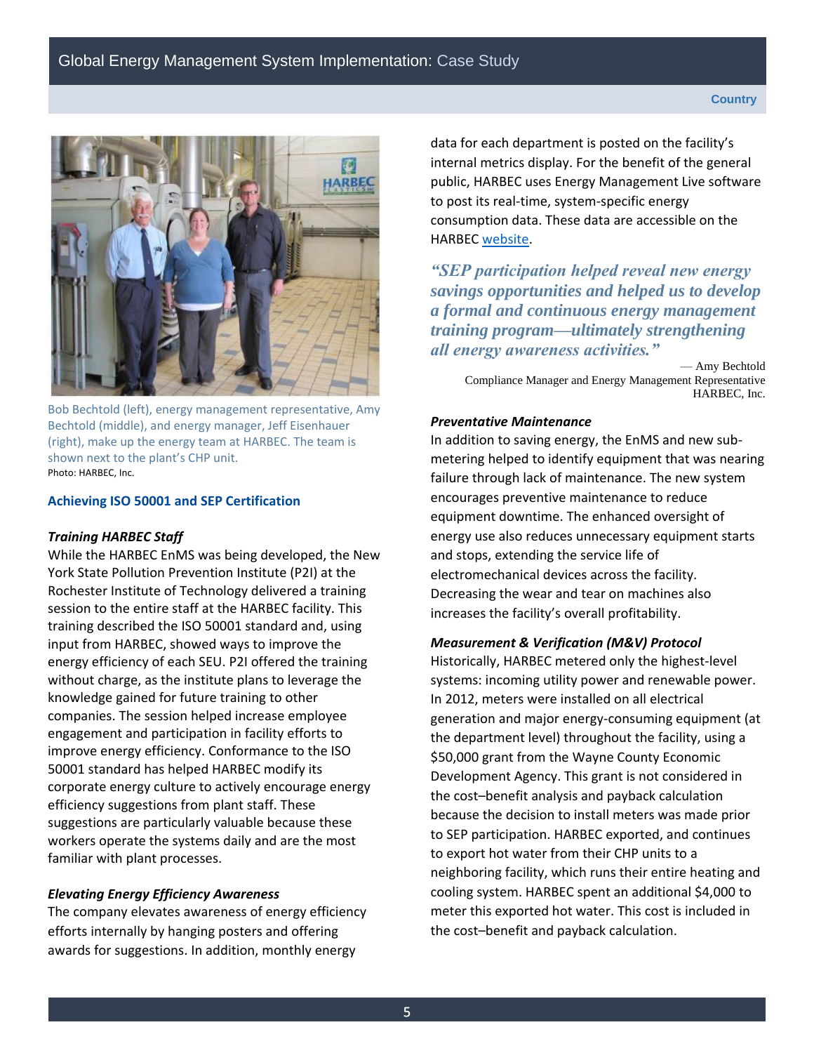Bob Bechtold (left), energy management representative, Amy Bechtold (middle), and energy manager, Jeff Eisenhauer (right), make up the energy team at HARBEC. The team is shown next to the plant's CHP unit.
Photo: HARBEC, Inc.

## Achieving ISO 50001 and SEP Certification

### *Training HARBEC Staff*

While the HARBEC EnMS was being developed, the New York State Pollution Prevention Institute (P2I) at the Rochester Institute of Technology delivered a training session to the entire staff at the HARBEC facility. This training described the ISO 50001 standard and, using input from HARBEC, showed ways to improve the energy efficiency of each SEU. P2I offered the training without charge, as the institute plans to leverage the knowledge gained for future training to other companies. The session helped increase employee engagement and participation in facility efforts to improve energy efficiency. Conformance to the ISO 50001 standard has helped HARBEC modify its corporate energy culture to actively encourage energy efficiency suggestions from plant staff. These suggestions are particularly valuable because these workers operate the systems daily and are the most familiar with plant processes.

### *Elevating Energy Efficiency Awareness*

The company elevates awareness of energy efficiency efforts internally by hanging posters and offering awards for suggestions. In addition, monthly energy data for each department is posted on the facility's internal metrics display. For the benefit of the general public, HARBEC uses Energy Management Live software to post its real-time, system-specific energy consumption data. These data are accessible on the HARBEC website.

> ***"SEP participation helped reveal new energy savings opportunities and helped us to develop a formal and continuous energy management training program—ultimately strengthening all energy awareness activities."***
>
> — Amy Bechtold
> Compliance Manager and Energy Management Representative
> HARBEC, Inc.

### *Preventative Maintenance*

In addition to saving energy, the EnMS and new sub-metering helped to identify equipment that was nearing failure through lack of maintenance. The new system encourages preventive maintenance to reduce equipment downtime. The enhanced oversight of energy use also reduces unnecessary equipment starts and stops, extending the service life of electromechanical devices across the facility. Decreasing the wear and tear on machines also increases the facility's overall profitability.

### *Measurement & Verification (M&V) Protocol*

Historically, HARBEC metered only the highest-level systems: incoming utility power and renewable power. In 2012, meters were installed on all electrical generation and major energy-consuming equipment (at the department level) throughout the facility, using a $50,000 grant from the Wayne County Economic Development Agency. This grant is not considered in the cost–benefit analysis and payback calculation because the decision to install meters was made prior to SEP participation. HARBEC exported, and continues to export hot water from their CHP units to a neighboring facility, which runs their entire heating and cooling system. HARBEC spent an additional $4,000 to meter this exported hot water. This cost is included in the cost–benefit and payback calculation.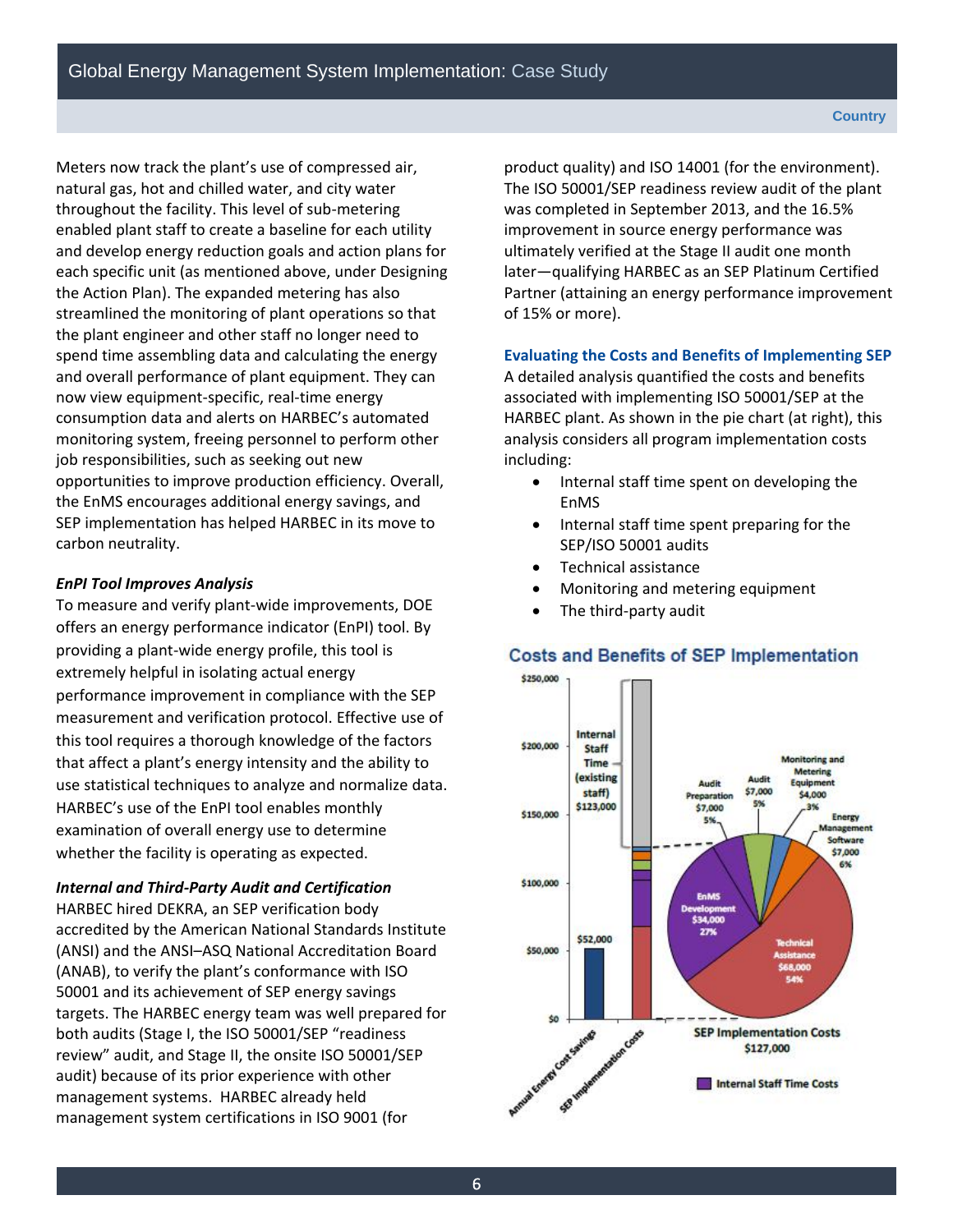Meters now track the plant's use of compressed air, natural gas, hot and chilled water, and city water throughout the facility. This level of sub-metering enabled plant staff to create a baseline for each utility and develop energy reduction goals and action plans for each specific unit (as mentioned above, under Designing the Action Plan). The expanded metering has also streamlined the monitoring of plant operations so that the plant engineer and other staff no longer need to spend time assembling data and calculating the energy and overall performance of plant equipment. They can now view equipment-specific, real-time energy consumption data and alerts on HARBEC's automated monitoring system, freeing personnel to perform other job responsibilities, such as seeking out new opportunities to improve production efficiency. Overall, the EnMS encourages additional energy savings, and SEP implementation has helped HARBEC in its move to carbon neutrality.

***EnPI Tool Improves Analysis***

To measure and verify plant-wide improvements, DOE offers an energy performance indicator (EnPI) tool. By providing a plant-wide energy profile, this tool is extremely helpful in isolating actual energy performance improvement in compliance with the SEP measurement and verification protocol. Effective use of this tool requires a thorough knowledge of the factors that affect a plant's energy intensity and the ability to use statistical techniques to analyze and normalize data. HARBEC's use of the EnPI tool enables monthly examination of overall energy use to determine whether the facility is operating as expected.

***Internal and Third-Party Audit and Certification***

HARBEC hired DEKRA, an SEP verification body accredited by the American National Standards Institute (ANSI) and the ANSI–ASQ National Accreditation Board (ANAB), to verify the plant's conformance with ISO 50001 and its achievement of SEP energy savings targets. The HARBEC energy team was well prepared for both audits (Stage I, the ISO 50001/SEP "readiness review" audit, and Stage II, the onsite ISO 50001/SEP audit) because of its prior experience with other management systems. HARBEC already held management system certifications in ISO 9001 (for product quality) and ISO 14001 (for the environment). The ISO 50001/SEP readiness review audit of the plant was completed in September 2013, and the 16.5% improvement in source energy performance was ultimately verified at the Stage II audit one month later—qualifying HARBEC as an SEP Platinum Certified Partner (attaining an energy performance improvement of 15% or more).

### Evaluating the Costs and Benefits of Implementing SEP

A detailed analysis quantified the costs and benefits associated with implementing ISO 50001/SEP at the HARBEC plant. As shown in the pie chart (at right), this analysis considers all program implementation costs including:

- Internal staff time spent on developing the EnMS
- Internal staff time spent preparing for the SEP/ISO 50001 audits
- Technical assistance
- Monitoring and metering equipment
- The third-party audit

**Costs and Benefits of SEP Implementation**

| Category | Amount |
|---|---|
| Annual Energy Cost Savings | $52,000 |
| SEP Implementation Costs | $127,000 |
| Internal Staff Time (existing staff) | $123,000 |

| SEP Implementation Costs ($127,000) | Amount | Share |
|---|---|---|
| Technical Assistance | $68,000 | 54% |
| EnMS Development | $34,000 | 27% |
| Audit Preparation | $7,000 | 5% |
| Audit | $7,000 | 5% |
| Monitoring and Metering Equipment | $4,000 | 3% |
| Energy Management Software | $7,000 | 6% |

Internal Staff Time Costs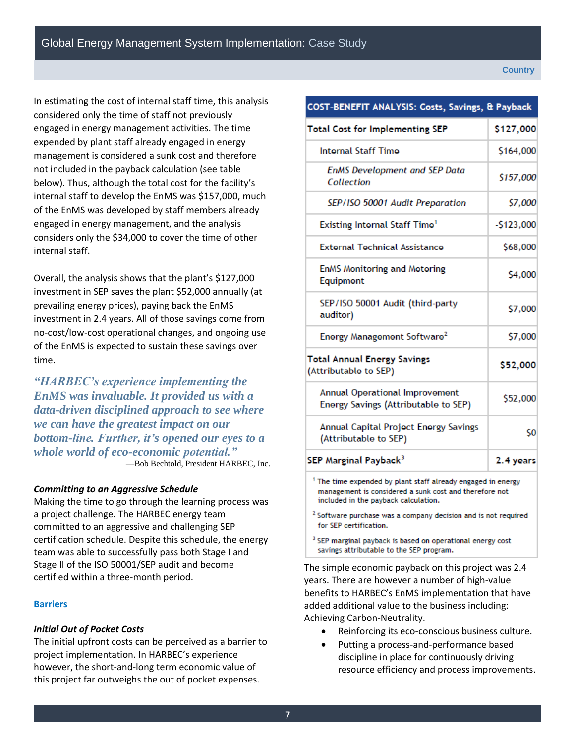In estimating the cost of internal staff time, this analysis considered only the time of staff not previously engaged in energy management activities. The time expended by plant staff already engaged in energy management is considered a sunk cost and therefore not included in the payback calculation (see table below). Thus, although the total cost for the facility's internal staff to develop the EnMS was $157,000, much of the EnMS was developed by staff members already engaged in energy management, and the analysis considers only the $34,000 to cover the time of other internal staff.

Overall, the analysis shows that the plant's $127,000 investment in SEP saves the plant $52,000 annually (at prevailing energy prices), paying back the EnMS investment in 2.4 years. All of those savings come from no-cost/low-cost operational changes, and ongoing use of the EnMS is expected to sustain these savings over time.

*"HARBEC's experience implementing the EnMS was invaluable. It provided us with a data-driven disciplined approach to see where we can have the greatest impact on our bottom-line. Further, it's opened our eyes to a whole world of eco-economic potential."*

—Bob Bechtold, President HARBEC, Inc.

***Committing to an Aggressive Schedule***

Making the time to go through the learning process was a project challenge. The HARBEC energy team committed to an aggressive and challenging SEP certification schedule. Despite this schedule, the energy team was able to successfully pass both Stage I and Stage II of the ISO 50001/SEP audit and become certified within a three-month period.

### Barriers

***Initial Out of Pocket Costs***

The initial upfront costs can be perceived as a barrier to project implementation. In HARBEC's experience however, the short-and-long term economic value of this project far outweighs the out of pocket expenses.

| COST-BENEFIT ANALYSIS: Costs, Savings, & Payback | |
|---|---|
| **Total Cost for Implementing SEP** | **$127,000** |
| Internal Staff Time | $164,000 |
| *EnMS Development and SEP Data Collection* | *$157,000* |
| *SEP/ISO 50001 Audit Preparation* | *$7,000* |
| Existing Internal Staff Time[1] | -$123,000 |
| External Technical Assistance | $68,000 |
| EnMS Monitoring and Metering Equipment | $4,000 |
| SEP/ISO 50001 Audit (third-party auditor) | $7,000 |
| Energy Management Software[2] | $7,000 |
| **Total Annual Energy Savings** (Attributable to SEP) | **$52,000** |
| Annual Operational Improvement Energy Savings (Attributable to SEP) | $52,000 |
| Annual Capital Project Energy Savings (Attributable to SEP) | $0 |
| **SEP Marginal Payback[3]** | **2.4 years** |

[1] The time expended by plant staff already engaged in energy management is considered a sunk cost and therefore not included in the payback calculation.

[2] Software purchase was a company decision and is not required for SEP certification.

[3] SEP marginal payback is based on operational energy cost savings attributable to the SEP program.

The simple economic payback on this project was 2.4 years. There are however a number of high-value benefits to HARBEC's EnMS implementation that have added additional value to the business including: Achieving Carbon-Neutrality.

- Reinforcing its eco-conscious business culture.
- Putting a process-and-performance based discipline in place for continuously driving resource efficiency and process improvements.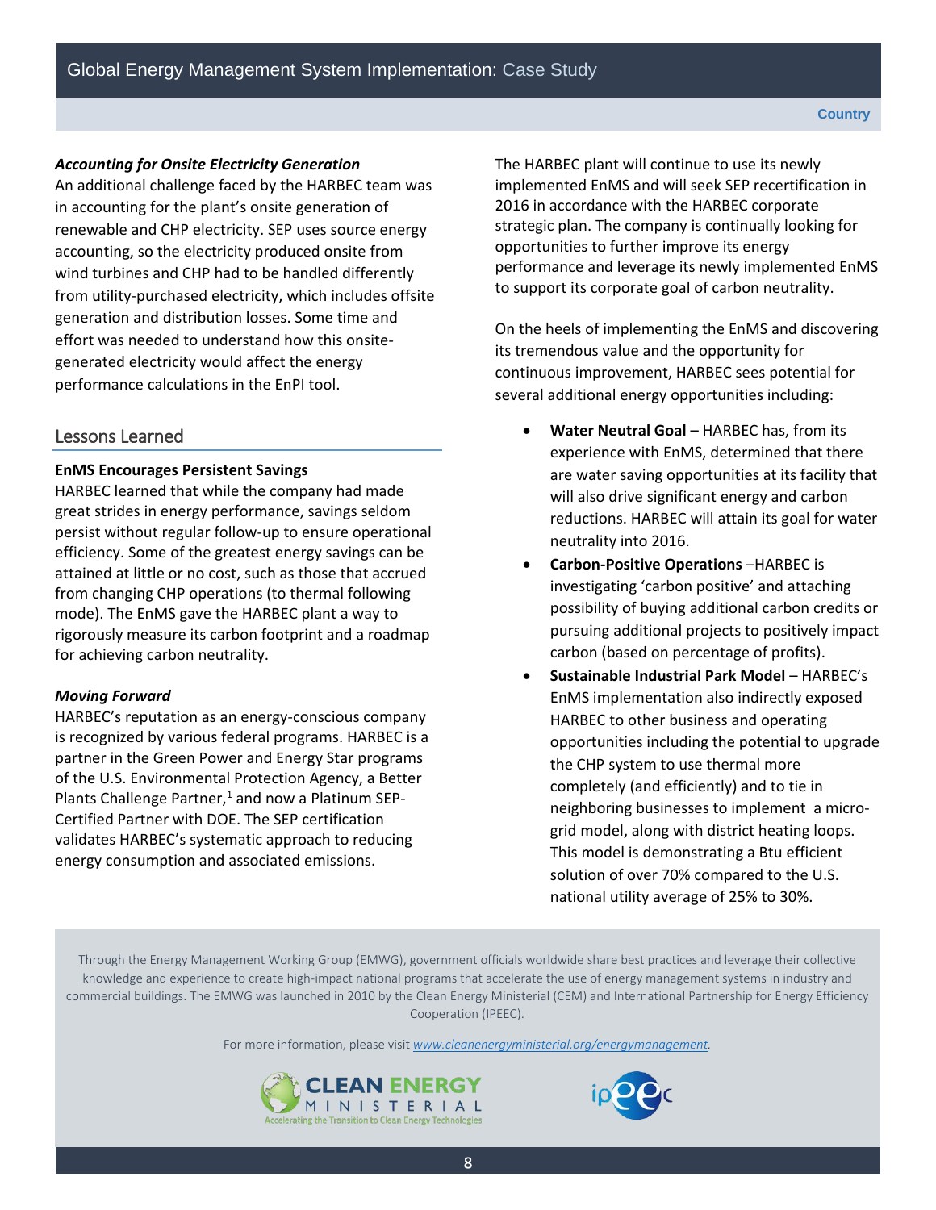### *Accounting for Onsite Electricity Generation*

An additional challenge faced by the HARBEC team was in accounting for the plant's onsite generation of renewable and CHP electricity. SEP uses source energy accounting, so the electricity produced onsite from wind turbines and CHP had to be handled differently from utility-purchased electricity, which includes offsite generation and distribution losses. Some time and effort was needed to understand how this onsite-generated electricity would affect the energy performance calculations in the EnPI tool.

## Lessons Learned

**EnMS Encourages Persistent Savings**

HARBEC learned that while the company had made great strides in energy performance, savings seldom persist without regular follow-up to ensure operational efficiency. Some of the greatest energy savings can be attained at little or no cost, such as those that accrued from changing CHP operations (to thermal following mode). The EnMS gave the HARBEC plant a way to rigorously measure its carbon footprint and a roadmap for achieving carbon neutrality.

***Moving Forward***

HARBEC's reputation as an energy-conscious company is recognized by various federal programs. HARBEC is a partner in the Green Power and Energy Star programs of the U.S. Environmental Protection Agency, a Better Plants Challenge Partner,[1] and now a Platinum SEP-Certified Partner with DOE. The SEP certification validates HARBEC's systematic approach to reducing energy consumption and associated emissions.

The HARBEC plant will continue to use its newly implemented EnMS and will seek SEP recertification in 2016 in accordance with the HARBEC corporate strategic plan. The company is continually looking for opportunities to further improve its energy performance and leverage its newly implemented EnMS to support its corporate goal of carbon neutrality.

On the heels of implementing the EnMS and discovering its tremendous value and the opportunity for continuous improvement, HARBEC sees potential for several additional energy opportunities including:

- **Water Neutral Goal** – HARBEC has, from its experience with EnMS, determined that there are water saving opportunities at its facility that will also drive significant energy and carbon reductions. HARBEC will attain its goal for water neutrality into 2016.
- **Carbon-Positive Operations** –HARBEC is investigating 'carbon positive' and attaching possibility of buying additional carbon credits or pursuing additional projects to positively impact carbon (based on percentage of profits).
- **Sustainable Industrial Park Model** – HARBEC's EnMS implementation also indirectly exposed HARBEC to other business and operating opportunities including the potential to upgrade the CHP system to use thermal more completely (and efficiently) and to tie in neighboring businesses to implement a micro-grid model, along with district heating loops. This model is demonstrating a Btu efficient solution of over 70% compared to the U.S. national utility average of 25% to 30%.

Through the Energy Management Working Group (EMWG), government officials worldwide share best practices and leverage their collective knowledge and experience to create high-impact national programs that accelerate the use of energy management systems in industry and commercial buildings. The EMWG was launched in 2010 by the Clean Energy Ministerial (CEM) and International Partnership for Energy Efficiency Cooperation (IPEEC).

For more information, please visit *www.cleanenergyministerial.org/energymanagement*.

CLEAN ENERGY MINISTERIAL
Accelerating the Transition to Clean Energy Technologies

ipeec